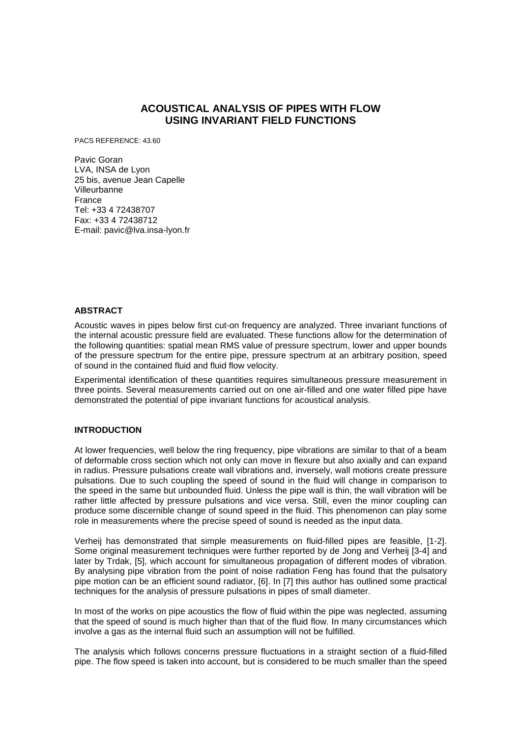# ACOUSTICAL ANALYSIS OF PIPES WITH FLOW USING INVARIANT FIELD FUNCTIONS

PACS REFERENCE: 43.60

Pavic Goran
LVA, INSA de Lyon
25 bis, avenue Jean Capelle
Villeurbanne
France
Tel: +33 4 72438707
Fax: +33 4 72438712
E-mail: pavic@lva.insa-lyon.fr

## ABSTRACT

Acoustic waves in pipes below first cut-on frequency are analyzed. Three invariant functions of the internal acoustic pressure field are evaluated. These functions allow for the determination of the following quantities: spatial mean RMS value of pressure spectrum, lower and upper bounds of the pressure spectrum for the entire pipe, pressure spectrum at an arbitrary position, speed of sound in the contained fluid and fluid flow velocity.

Experimental identification of these quantities requires simultaneous pressure measurement in three points. Several measurements carried out on one air-filled and one water filled pipe have demonstrated the potential of pipe invariant functions for acoustical analysis.

## INTRODUCTION

At lower frequencies, well below the ring frequency, pipe vibrations are similar to that of a beam of deformable cross section which not only can move in flexure but also axially and can expand in radius. Pressure pulsations create wall vibrations and, inversely, wall motions create pressure pulsations. Due to such coupling the speed of sound in the fluid will change in comparison to the speed in the same but unbounded fluid. Unless the pipe wall is thin, the wall vibration will be rather little affected by pressure pulsations and vice versa. Still, even the minor coupling can produce some discernible change of sound speed in the fluid. This phenomenon can play some role in measurements where the precise speed of sound is needed as the input data.

Verheij has demonstrated that simple measurements on fluid-filled pipes are feasible, [1-2]. Some original measurement techniques were further reported by de Jong and Verheij [3-4] and later by Trdak, [5], which account for simultaneous propagation of different modes of vibration. By analysing pipe vibration from the point of noise radiation Feng has found that the pulsatory pipe motion can be an efficient sound radiator, [6]. In [7] this author has outlined some practical techniques for the analysis of pressure pulsations in pipes of small diameter.

In most of the works on pipe acoustics the flow of fluid within the pipe was neglected, assuming that the speed of sound is much higher than that of the fluid flow. In many circumstances which involve a gas as the internal fluid such an assumption will not be fulfilled.

The analysis which follows concerns pressure fluctuations in a straight section of a fluid-filled pipe. The flow speed is taken into account, but is considered to be much smaller than the speed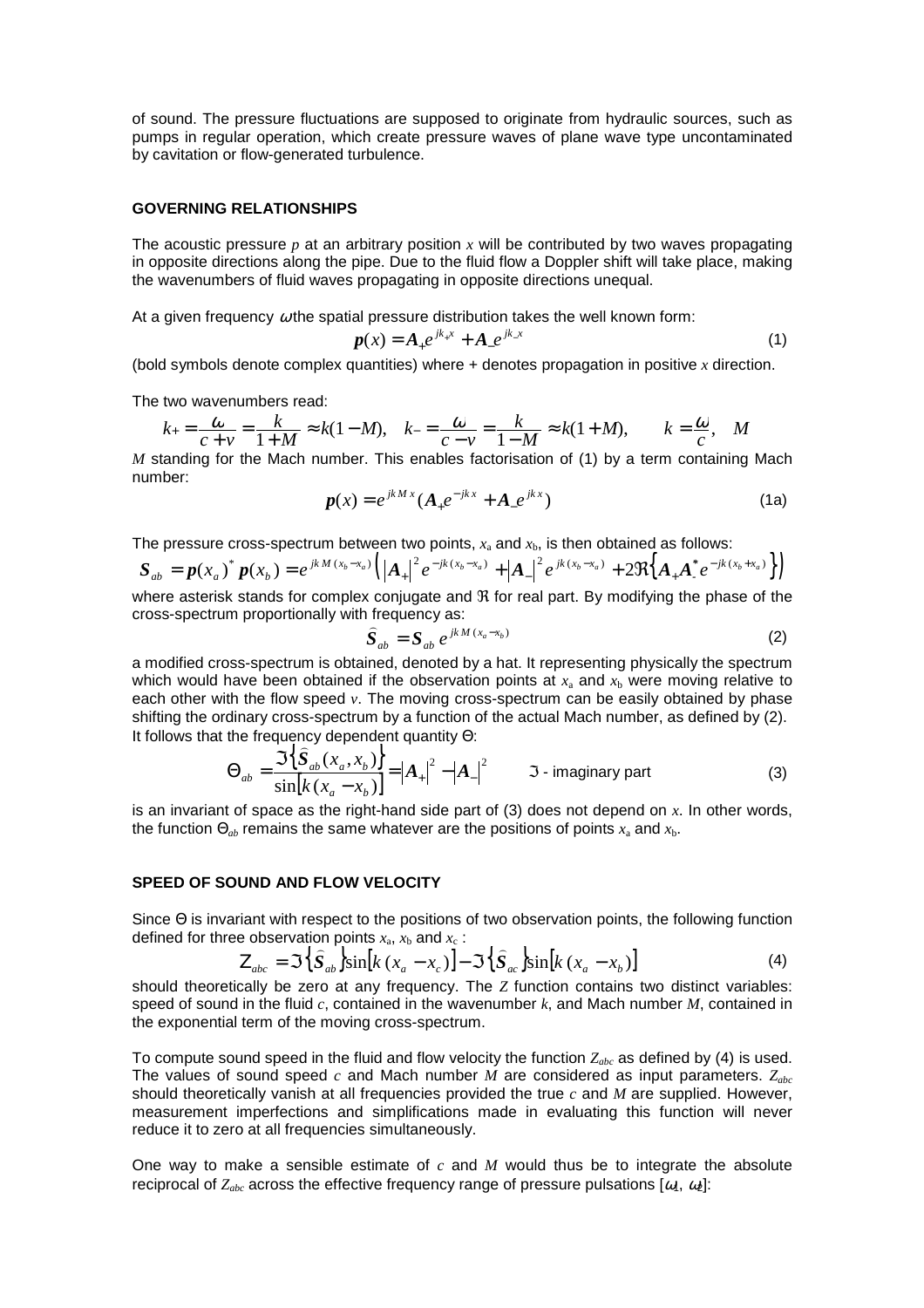of sound. The pressure fluctuations are supposed to originate from hydraulic sources, such as pumps in regular operation, which create pressure waves of plane wave type uncontaminated by cavitation or flow-generated turbulence.

## GOVERNING RELATIONSHIPS

The acoustic pressure $p$ at an arbitrary position $x$ will be contributed by two waves propagating in opposite directions along the pipe. Due to the fluid flow a Doppler shift will take place, making the wavenumbers of fluid waves propagating in opposite directions unequal.

At a given frequency $\omega$ the spatial pressure distribution takes the well known form:

$$\boldsymbol{p}(x) = \boldsymbol{A}_+ e^{jk_+ x} + \boldsymbol{A}_- e^{jk_- x} \tag{1}$$

(bold symbols denote complex quantities) where + denotes propagation in positive $x$ direction.

The two wavenumbers read:

$$k_+ = \frac{\omega}{c+v} = \frac{k}{1+M} \approx k(1-M), \quad k_- = \frac{\omega}{c-v} = \frac{k}{1-M} \approx k(1+M), \qquad k = \frac{\omega}{c}, \quad M$$

$M$ standing for the Mach number. This enables factorisation of (1) by a term containing Mach number:

$$\boldsymbol{p}(x) = e^{jkMx}(\boldsymbol{A}_+ e^{-jkx} + \boldsymbol{A}_- e^{jkx}) \tag{1a}$$

The pressure cross-spectrum between two points, $x_a$ and $x_b$, is then obtained as follows:

$$\boldsymbol{S}_{ab} = \boldsymbol{p}(x_a)^* \, \boldsymbol{p}(x_b) = e^{jkM(x_b - x_a)} \left( |\boldsymbol{A}_+|^2 e^{-jk(x_b - x_a)} + |\boldsymbol{A}_-|^2 e^{jk(x_b - x_a)} + 2\Re\left\{ \boldsymbol{A}_+ \boldsymbol{A}_-^* e^{-jk(x_b + x_a)} \right\} \right)$$

where asterisk stands for complex conjugate and $\Re$ for real part. By modifying the phase of the cross-spectrum proportionally with frequency as:

$$\hat{\boldsymbol{S}}_{ab} = \boldsymbol{S}_{ab} \, e^{jkM(x_a - x_b)} \tag{2}$$

a modified cross-spectrum is obtained, denoted by a hat. It representing physically the spectrum which would have been obtained if the observation points at $x_a$ and $x_b$ were moving relative to each other with the flow speed $v$. The moving cross-spectrum can be easily obtained by phase shifting the ordinary cross-spectrum by a function of the actual Mach number, as defined by (2). It follows that the frequency dependent quantity $\Theta$:

$$\Theta_{ab} = \frac{\Im\left\{ \hat{\boldsymbol{S}}_{ab}(x_a, x_b) \right\}}{\sin\left[ k(x_a - x_b) \right]} = |\boldsymbol{A}_+|^2 - |\boldsymbol{A}_-|^2 \qquad \Im \text{ - imaginary part} \tag{3}$$

is an invariant of space as the right-hand side part of (3) does not depend on $x$. In other words, the function $\Theta_{ab}$ remains the same whatever are the positions of points $x_a$ and $x_b$.

## SPEED OF SOUND AND FLOW VELOCITY

Since $\Theta$ is invariant with respect to the positions of two observation points, the following function defined for three observation points $x_a$, $x_b$ and $x_c$ :

$$Z_{abc} = \Im\left\{ \hat{\boldsymbol{S}}_{ab} \right\} \sin\left[ k(x_a - x_c) \right] - \Im\left\{ \hat{\boldsymbol{S}}_{ac} \right\} \sin\left[ k(x_a - x_b) \right] \tag{4}$$

should theoretically be zero at any frequency. The $Z$ function contains two distinct variables: speed of sound in the fluid $c$, contained in the wavenumber $k$, and Mach number $M$, contained in the exponential term of the moving cross-spectrum.

To compute sound speed in the fluid and flow velocity the function $Z_{abc}$ as defined by (4) is used. The values of sound speed $c$ and Mach number $M$ are considered as input parameters. $Z_{abc}$ should theoretically vanish at all frequencies provided the true $c$ and $M$ are supplied. However, measurement imperfections and simplifications made in evaluating this function will never reduce it to zero at all frequencies simultaneously.

One way to make a sensible estimate of $c$ and $M$ would thus be to integrate the absolute reciprocal of $Z_{abc}$ across the effective frequency range of pressure pulsations [$\omega_1$, $\omega_2$]: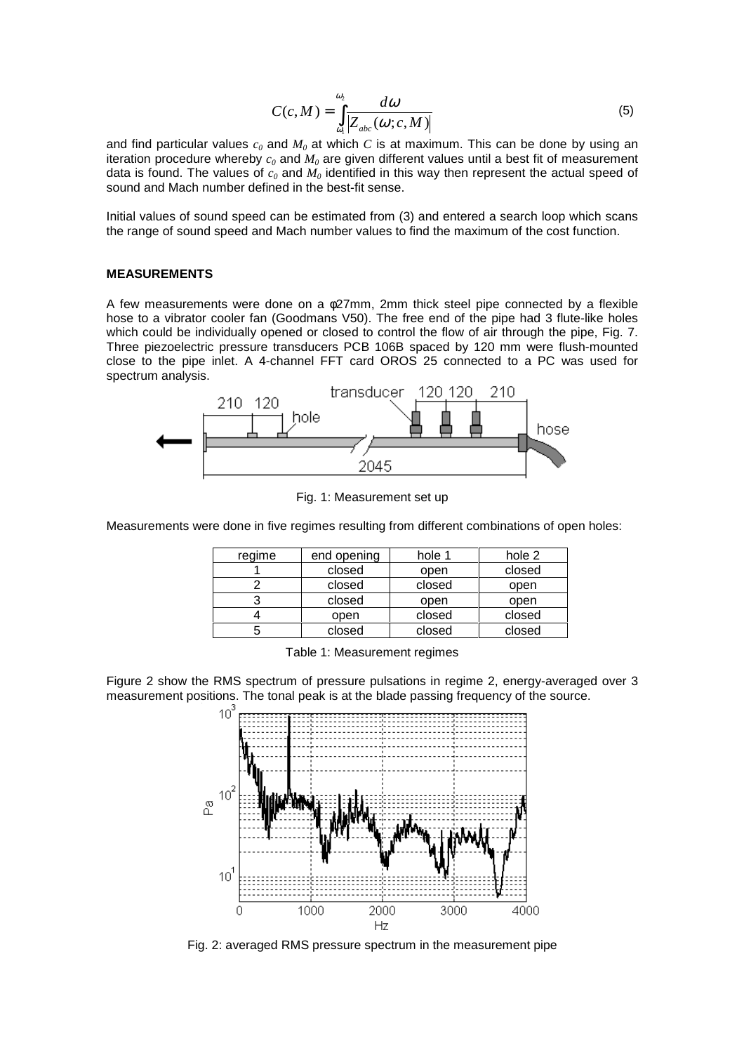$$C(c,M) = \int_{\omega_1}^{\omega_2} \frac{d\omega}{\left|Z_{abc}(\omega;c,M)\right|} \tag{5}$$

and find particular values $c_0$ and $M_0$ at which $C$ is at maximum. This can be done by using an iteration procedure whereby $c_0$ and $M_0$ are given different values until a best fit of measurement data is found. The values of $c_0$ and $M_0$ identified in this way then represent the actual speed of sound and Mach number defined in the best-fit sense.

Initial values of sound speed can be estimated from (3) and entered a search loop which scans the range of sound speed and Mach number values to find the maximum of the cost function.

**MEASUREMENTS**

A few measurements were done on a φ27mm, 2mm thick steel pipe connected by a flexible hose to a vibrator cooler fan (Goodmans V50). The free end of the pipe had 3 flute-like holes which could be individually opened or closed to control the flow of air through the pipe, Fig. 7. Three piezoelectric pressure transducers PCB 106B spaced by 120 mm were flush-mounted close to the pipe inlet. A 4-channel FFT card OROS 25 connected to a PC was used for spectrum analysis.

Fig. 1: Measurement set up

Measurements were done in five regimes resulting from different combinations of open holes:

| regime | end opening | hole 1 | hole 2 |
|---|---|---|---|
| 1 | closed | open | closed |
| 2 | closed | closed | open |
| 3 | closed | open | open |
| 4 | open | closed | closed |
| 5 | closed | closed | closed |

Table 1: Measurement regimes

Figure 2 show the RMS spectrum of pressure pulsations in regime 2, energy-averaged over 3 measurement positions. The tonal peak is at the blade passing frequency of the source.

Fig. 2: averaged RMS pressure spectrum in the measurement pipe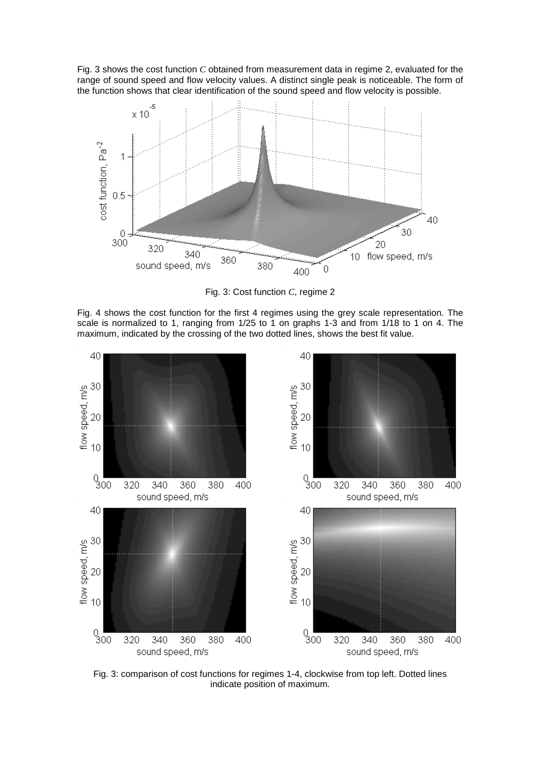Fig. 3 shows the cost function $C$ obtained from measurement data in regime 2, evaluated for the range of sound speed and flow velocity values. A distinct single peak is noticeable. The form of the function shows that clear identification of the sound speed and flow velocity is possible.

Fig. 3: Cost function $C$, regime 2

Fig. 4 shows the cost function for the first 4 regimes using the grey scale representation. The scale is normalized to 1, ranging from 1/25 to 1 on graphs 1-3 and from 1/18 to 1 on 4. The maximum, indicated by the crossing of the two dotted lines, shows the best fit value.

Fig. 3: comparison of cost functions for regimes 1-4, clockwise from top left. Dotted lines indicate position of maximum.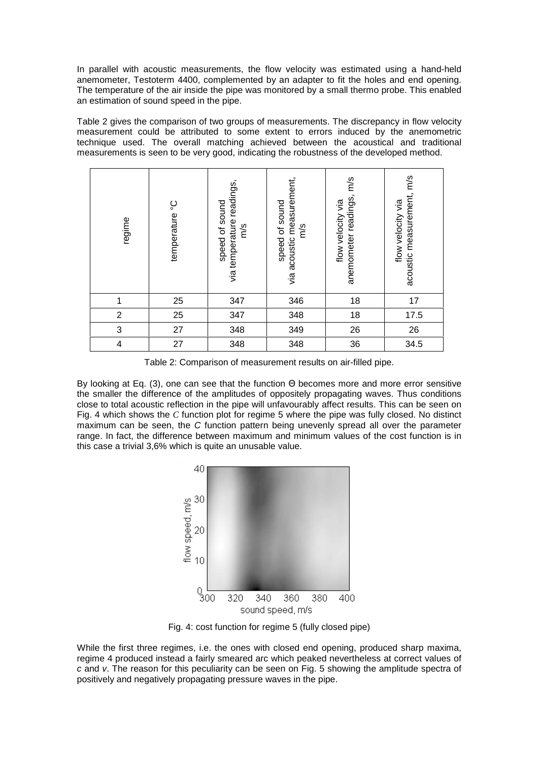In parallel with acoustic measurements, the flow velocity was estimated using a hand-held anemometer, Testoterm 4400, complemented by an adapter to fit the holes and end opening. The temperature of the air inside the pipe was monitored by a small thermo probe. This enabled an estimation of sound speed in the pipe.

Table 2 gives the comparison of two groups of measurements. The discrepancy in flow velocity measurement could be attributed to some extent to errors induced by the anemometric technique used. The overall matching achieved between the acoustical and traditional measurements is seen to be very good, indicating the robustness of the developed method.

| regime | temperature °C | speed of sound via temperature readings, m/s | speed of sound via acoustic measurement, m/s | flow velocity via anemometer readings, m/s | flow velocity via acoustic measurement, m/s |
|---|---|---|---|---|---|
| 1 | 25 | 347 | 346 | 18 | 17 |
| 2 | 25 | 347 | 348 | 18 | 17.5 |
| 3 | 27 | 348 | 349 | 26 | 26 |
| 4 | 27 | 348 | 348 | 36 | 34.5 |

Table 2: Comparison of measurement results on air-filled pipe.

By looking at Eq. (3), one can see that the function $\Theta$ becomes more and more error sensitive the smaller the difference of the amplitudes of oppositely propagating waves. Thus conditions close to total acoustic reflection in the pipe will unfavourably affect results. This can be seen on Fig. 4 which shows the $C$ function plot for regime 5 where the pipe was fully closed. No distinct maximum can be seen, the $C$ function pattern being unevenly spread all over the parameter range. In fact, the difference between maximum and minimum values of the cost function is in this case a trivial 3,6% which is quite an unusable value.

Fig. 4: cost function for regime 5 (fully closed pipe)

While the first three regimes, i.e. the ones with closed end opening, produced sharp maxima, regime 4 produced instead a fairly smeared arc which peaked nevertheless at correct values of $c$ and $v$. The reason for this peculiarity can be seen on Fig. 5 showing the amplitude spectra of positively and negatively propagating pressure waves in the pipe.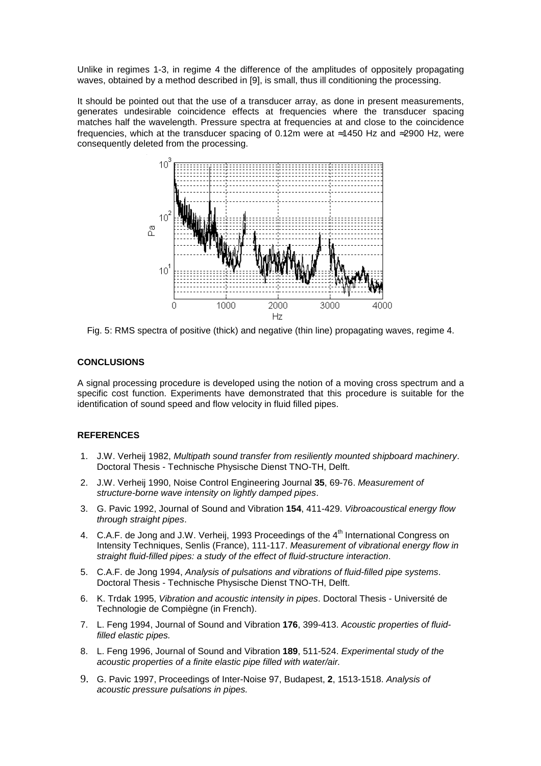Unlike in regimes 1-3, in regime 4 the difference of the amplitudes of oppositely propagating waves, obtained by a method described in [9], is small, thus ill conditioning the processing.

It should be pointed out that the use of a transducer array, as done in present measurements, generates undesirable coincidence effects at frequencies where the transducer spacing matches half the wavelength. Pressure spectra at frequencies at and close to the coincidence frequencies, which at the transducer spacing of 0.12m were at ≈1450 Hz and ≈2900 Hz, were consequently deleted from the processing.

$10^3$

$10^2$

$10^1$

Pa

0
1000
2000
3000
4000

Hz

Fig. 5: RMS spectra of positive (thick) and negative (thin line) propagating waves, regime 4.

## CONCLUSIONS

A signal processing procedure is developed using the notion of a moving cross spectrum and a specific cost function. Experiments have demonstrated that this procedure is suitable for the identification of sound speed and flow velocity in fluid filled pipes.

## REFERENCES

1. J.W. Verheij 1982, *Multipath sound transfer from resiliently mounted shipboard machinery*. Doctoral Thesis - Technische Physische Dienst TNO-TH, Delft.
2. J.W. Verheij 1990, Noise Control Engineering Journal **35**, 69-76. *Measurement of structure-borne wave intensity on lightly damped pipes*.
3. G. Pavic 1992, Journal of Sound and Vibration **154**, 411-429. *Vibroacoustical energy flow through straight pipes*.
4. C.A.F. de Jong and J.W. Verheij, 1993 Proceedings of the 4th International Congress on Intensity Techniques, Senlis (France), 111-117. *Measurement of vibrational energy flow in straight fluid-filled pipes: a study of the effect of fluid-structure interaction*.
5. C.A.F. de Jong 1994, *Analysis of pulsations and vibrations of fluid-filled pipe systems*. Doctoral Thesis - Technische Physische Dienst TNO-TH, Delft.
6. K. Trdak 1995, *Vibration and acoustic intensity in pipes*. Doctoral Thesis - Université de Technologie de Compiègne (in French).
7. L. Feng 1994, Journal of Sound and Vibration **176**, 399-413. *Acoustic properties of fluid-filled elastic pipes.*
8. L. Feng 1996, Journal of Sound and Vibration **189**, 511-524. *Experimental study of the acoustic properties of a finite elastic pipe filled with water/air.*
9. G. Pavic 1997, Proceedings of Inter-Noise 97, Budapest, **2**, 1513-1518. *Analysis of acoustic pressure pulsations in pipes.*